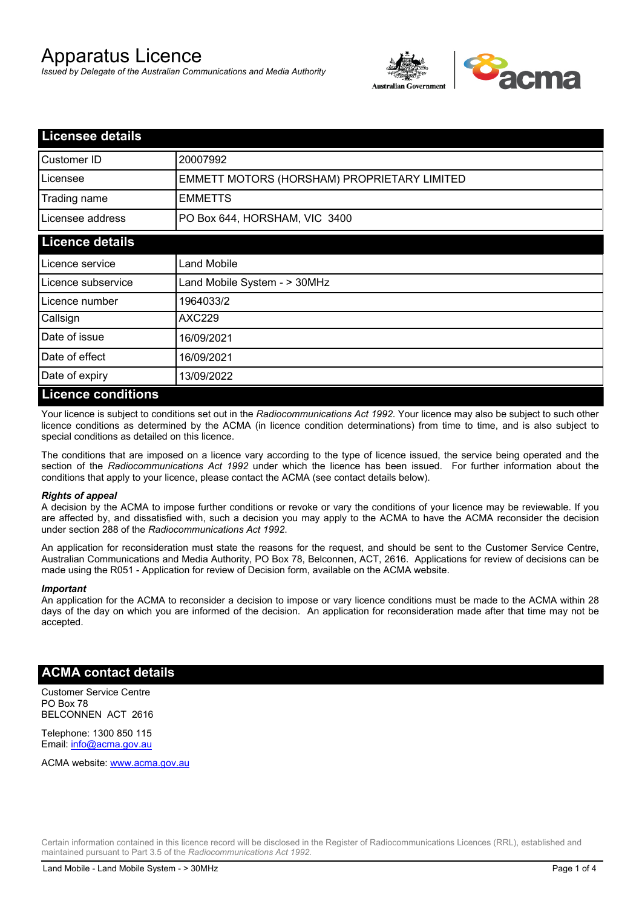# Apparatus Licence

*Issued by Delegate of the Australian Communications and Media Authority*

## Licensee details

| | |
|---|---|
| Customer ID | 20007992 |
| Licensee | EMMETT MOTORS (HORSHAM) PROPRIETARY LIMITED |
| Trading name | EMMETTS |
| Licensee address | PO Box 644, HORSHAM, VIC 3400 |

## Licence details

| | |
|---|---|
| Licence service | Land Mobile |
| Licence subservice | Land Mobile System - > 30MHz |
| Licence number | 1964033/2 |
| Callsign | AXC229 |
| Date of issue | 16/09/2021 |
| Date of effect | 16/09/2021 |
| Date of expiry | 13/09/2022 |

## Licence conditions

Your licence is subject to conditions set out in the *Radiocommunications Act 1992*. Your licence may also be subject to such other licence conditions as determined by the ACMA (in licence condition determinations) from time to time, and is also subject to special conditions as detailed on this licence.

The conditions that are imposed on a licence vary according to the type of licence issued, the service being operated and the section of the *Radiocommunications Act 1992* under which the licence has been issued. For further information about the conditions that apply to your licence, please contact the ACMA (see contact details below).

***Rights of appeal***

A decision by the ACMA to impose further conditions or revoke or vary the conditions of your licence may be reviewable. If you are affected by, and dissatisfied with, such a decision you may apply to the ACMA to have the ACMA reconsider the decision under section 288 of the *Radiocommunications Act 1992*.

An application for reconsideration must state the reasons for the request, and should be sent to the Customer Service Centre, Australian Communications and Media Authority, PO Box 78, Belconnen, ACT, 2616. Applications for review of decisions can be made using the R051 - Application for review of Decision form, available on the ACMA website.

***Important***

An application for the ACMA to reconsider a decision to impose or vary licence conditions must be made to the ACMA within 28 days of the day on which you are informed of the decision. An application for reconsideration made after that time may not be accepted.

## ACMA contact details

Customer Service Centre
PO Box 78
BELCONNEN ACT 2616

Telephone: 1300 850 115
Email: info@acma.gov.au

ACMA website: www.acma.gov.au

Certain information contained in this licence record will be disclosed in the Register of Radiocommunications Licences (RRL), established and maintained pursuant to Part 3.5 of the *Radiocommunications Act 1992.*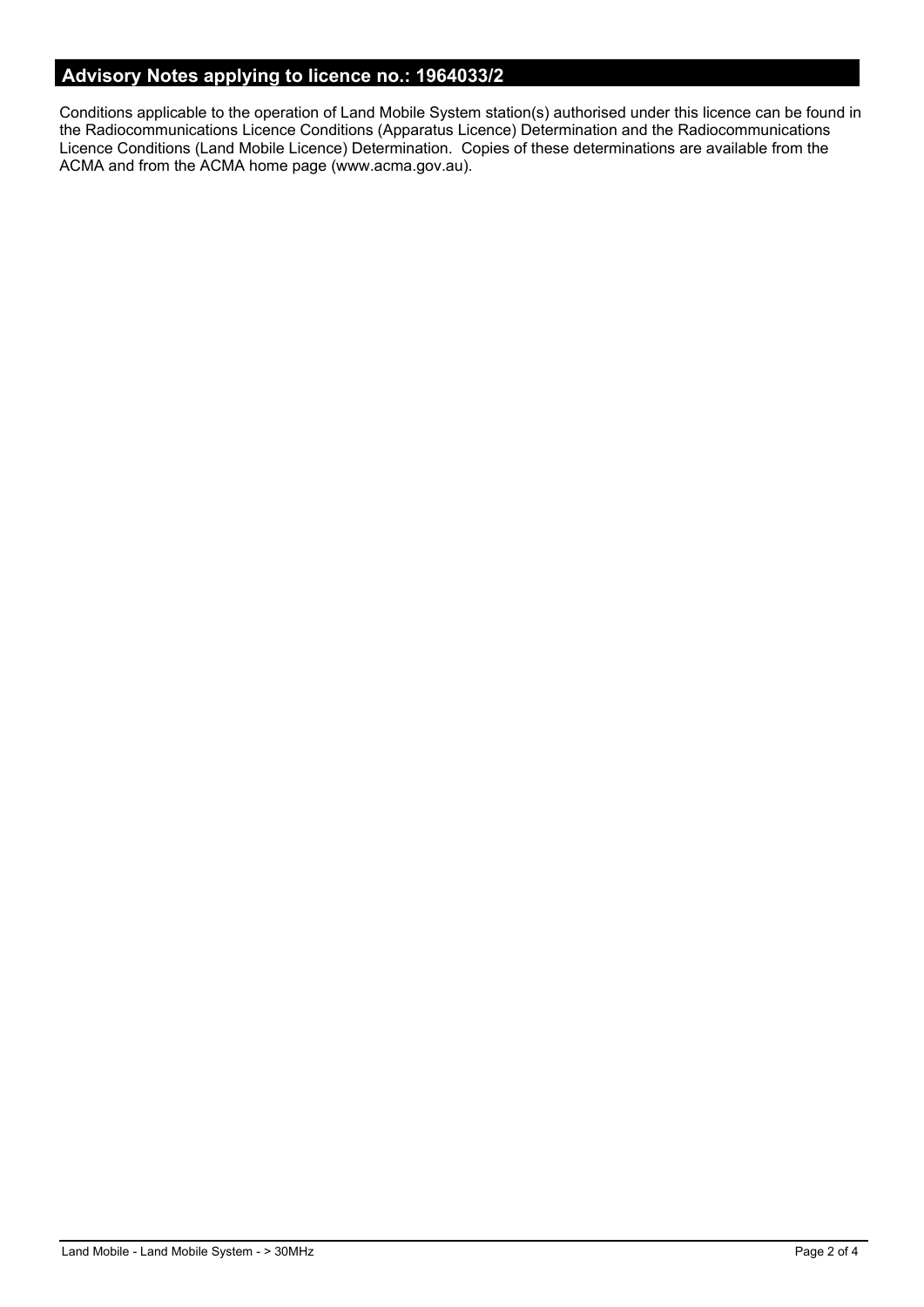## Advisory Notes applying to licence no.: 1964033/2

Conditions applicable to the operation of Land Mobile System station(s) authorised under this licence can be found in the Radiocommunications Licence Conditions (Apparatus Licence) Determination and the Radiocommunications Licence Conditions (Land Mobile Licence) Determination. Copies of these determinations are available from the ACMA and from the ACMA home page (www.acma.gov.au).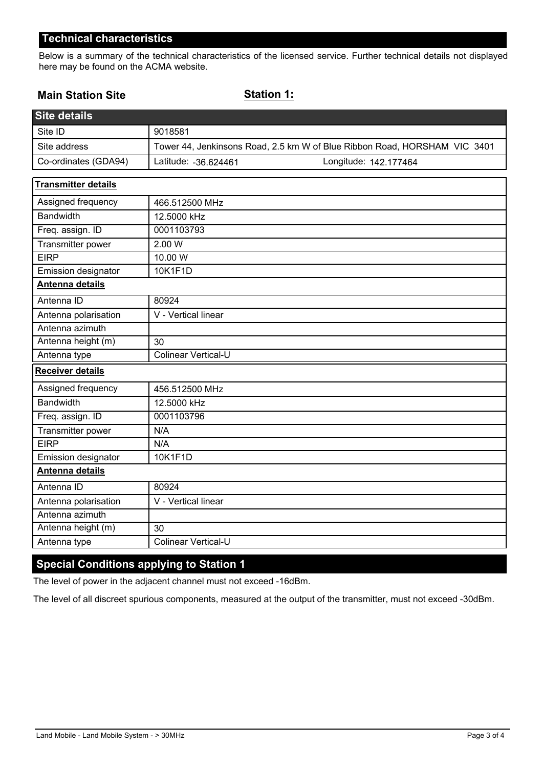## Technical characteristics

Below is a summary of the technical characteristics of the licensed service. Further technical details not displayed here may be found on the ACMA website.

**Main Station Site** **Station 1:**

| Site details | |
|---|---|
| Site ID | 9018581 |
| Site address | Tower 44, Jenkinsons Road, 2.5 km W of Blue Ribbon Road, HORSHAM VIC 3401 |
| Co-ordinates (GDA94) | Latitude: -36.624461 Longitude: 142.177464 |

| **Transmitter details** | |
|---|---|
| Assigned frequency | 466.512500 MHz |
| Bandwidth | 12.5000 kHz |
| Freq. assign. ID | 0001103793 |
| Transmitter power | 2.00 W |
| EIRP | 10.00 W |
| Emission designator | 10K1F1D |
| **Antenna details** | |
| Antenna ID | 80924 |
| Antenna polarisation | V - Vertical linear |
| Antenna azimuth | |
| Antenna height (m) | 30 |
| Antenna type | Colinear Vertical-U |
| **Receiver details** | |
| Assigned frequency | 456.512500 MHz |
| Bandwidth | 12.5000 kHz |
| Freq. assign. ID | 0001103796 |
| Transmitter power | N/A |
| EIRP | N/A |
| Emission designator | 10K1F1D |
| **Antenna details** | |
| Antenna ID | 80924 |
| Antenna polarisation | V - Vertical linear |
| Antenna azimuth | |
| Antenna height (m) | 30 |
| Antenna type | Colinear Vertical-U |

## Special Conditions applying to Station 1

The level of power in the adjacent channel must not exceed -16dBm.

The level of all discreet spurious components, measured at the output of the transmitter, must not exceed -30dBm.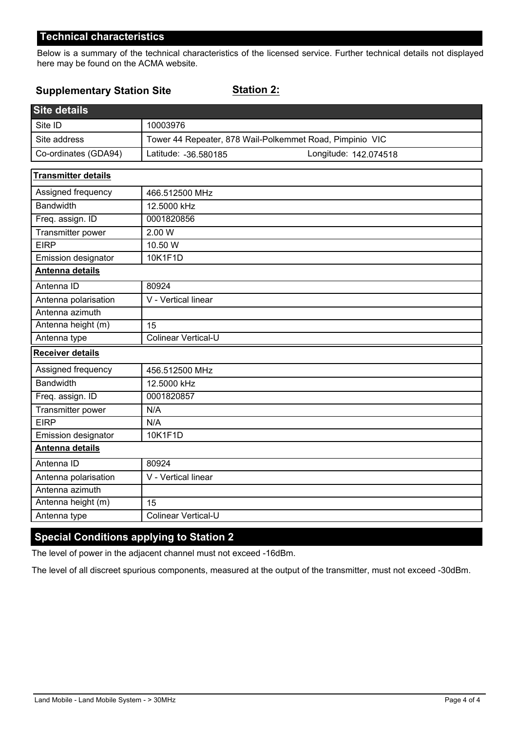## Technical characteristics

Below is a summary of the technical characteristics of the licensed service. Further technical details not displayed here may be found on the ACMA website.

**Supplementary Station Site** **Station 2:**

| Site details | |
|---|---|
| Site ID | 10003976 |
| Site address | Tower 44 Repeater, 878 Wail-Polkemmet Road, Pimpinio VIC |
| Co-ordinates (GDA94) | Latitude: -36.580185 Longitude: 142.074518 |

| Transmitter details | |
|---|---|
| Assigned frequency | 466.512500 MHz |
| Bandwidth | 12.5000 kHz |
| Freq. assign. ID | 0001820856 |
| Transmitter power | 2.00 W |
| EIRP | 10.50 W |
| Emission designator | 10K1F1D |
| **Antenna details** | |
| Antenna ID | 80924 |
| Antenna polarisation | V - Vertical linear |
| Antenna azimuth | |
| Antenna height (m) | 15 |
| Antenna type | Colinear Vertical-U |

| Receiver details | |
|---|---|
| Assigned frequency | 456.512500 MHz |
| Bandwidth | 12.5000 kHz |
| Freq. assign. ID | 0001820857 |
| Transmitter power | N/A |
| EIRP | N/A |
| Emission designator | 10K1F1D |
| **Antenna details** | |
| Antenna ID | 80924 |
| Antenna polarisation | V - Vertical linear |
| Antenna azimuth | |
| Antenna height (m) | 15 |
| Antenna type | Colinear Vertical-U |

## Special Conditions applying to Station 2

The level of power in the adjacent channel must not exceed -16dBm.

The level of all discreet spurious components, measured at the output of the transmitter, must not exceed -30dBm.